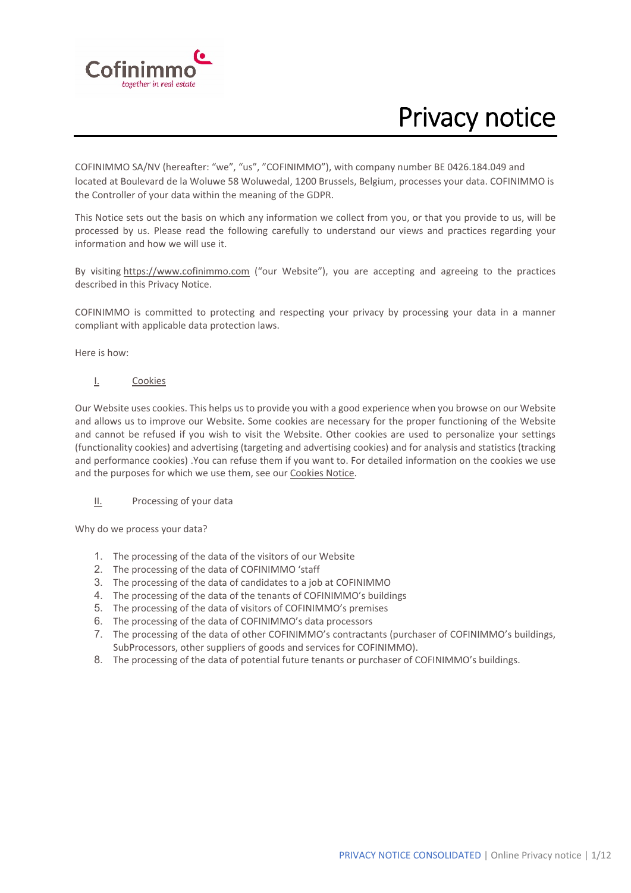# Privacy notice

COFINIMMO SA/NV (hereafter: "we", "us", "COFINIMMO"), with company number BE 0426.184.049 and located at Boulevard de la Woluwe 58 Woluwedal, 1200 Brussels, Belgium, processes your data. COFINIMMO is the Controller of your data within the meaning of the GDPR.

This Notice sets out the basis on which any information we collect from you, or that you provide to us, will be processed by us. Please read the following carefully to understand our views and practices regarding your information and how we will use it.

By visiting https://www.cofinimmo.com ("our Website"), you are accepting and agreeing to the practices described in this Privacy Notice.

COFINIMMO is committed to protecting and respecting your privacy by processing your data in a manner compliant with applicable data protection laws.

Here is how:

## I. Cookies

Our Website uses cookies. This helps us to provide you with a good experience when you browse on our Website and allows us to improve our Website. Some cookies are necessary for the proper functioning of the Website and cannot be refused if you wish to visit the Website. Other cookies are used to personalize your settings (functionality cookies) and advertising (targeting and advertising cookies) and for analysis and statistics (tracking and performance cookies) .You can refuse them if you want to. For detailed information on the cookies we use and the purposes for which we use them, see our Cookies Notice.

## II. Processing of your data

Why do we process your data?

1. The processing of the data of the visitors of our Website
2. The processing of the data of COFINIMMO 'staff
3. The processing of the data of candidates to a job at COFINIMMO
4. The processing of the data of the tenants of COFINIMMO's buildings
5. The processing of the data of visitors of COFINIMMO's premises
6. The processing of the data of COFINIMMO's data processors
7. The processing of the data of other COFINIMMO's contractants (purchaser of COFINIMMO's buildings, SubProcessors, other suppliers of goods and services for COFINIMMO).
8. The processing of the data of potential future tenants or purchaser of COFINIMMO's buildings.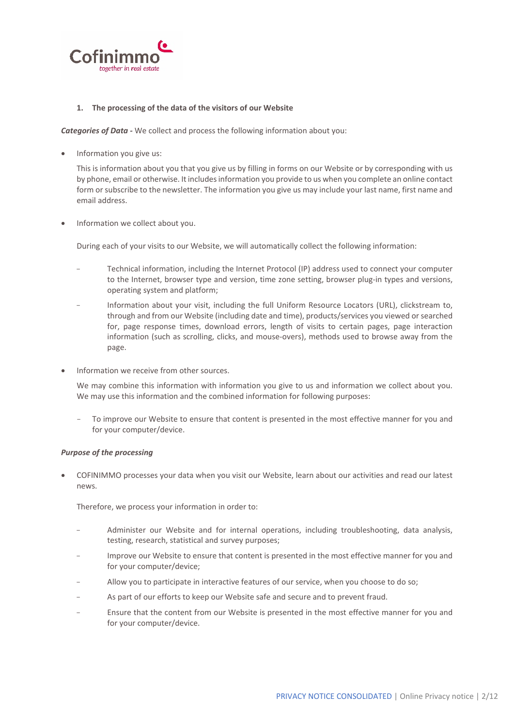## 1. The processing of the data of the visitors of our Website

***Categories of Data -*** We collect and process the following information about you:

- Information you give us:

  This is information about you that you give us by filling in forms on our Website or by corresponding with us by phone, email or otherwise. It includes information you provide to us when you complete an online contact form or subscribe to the newsletter. The information you give us may include your last name, first name and email address.

- Information we collect about you.

  During each of your visits to our Website, we will automatically collect the following information:

  - Technical information, including the Internet Protocol (IP) address used to connect your computer to the Internet, browser type and version, time zone setting, browser plug-in types and versions, operating system and platform;
  - Information about your visit, including the full Uniform Resource Locators (URL), clickstream to, through and from our Website (including date and time), products/services you viewed or searched for, page response times, download errors, length of visits to certain pages, page interaction information (such as scrolling, clicks, and mouse-overs), methods used to browse away from the page.

- Information we receive from other sources.

  We may combine this information with information you give to us and information we collect about you. We may use this information and the combined information for following purposes:

  - To improve our Website to ensure that content is presented in the most effective manner for you and for your computer/device.

***Purpose of the processing***

- COFINIMMO processes your data when you visit our Website, learn about our activities and read our latest news.

  Therefore, we process your information in order to:

  - Administer our Website and for internal operations, including troubleshooting, data analysis, testing, research, statistical and survey purposes;
  - Improve our Website to ensure that content is presented in the most effective manner for you and for your computer/device;
  - Allow you to participate in interactive features of our service, when you choose to do so;
  - As part of our efforts to keep our Website safe and secure and to prevent fraud.
  - Ensure that the content from our Website is presented in the most effective manner for you and for your computer/device.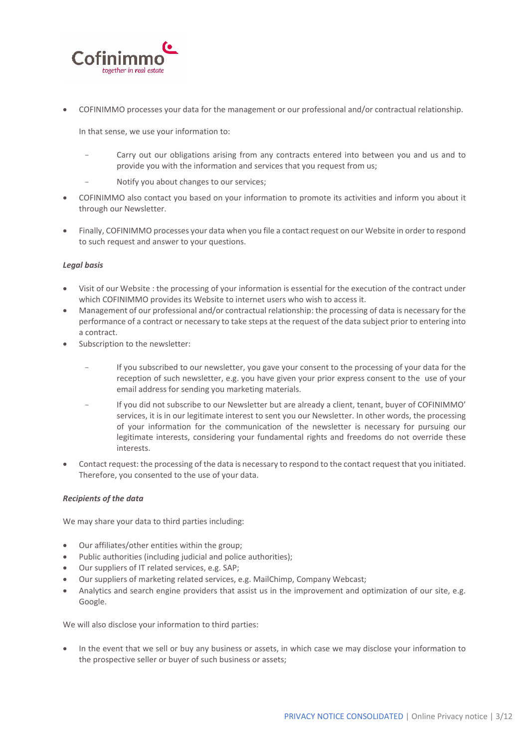- COFINIMMO processes your data for the management or our professional and/or contractual relationship.

  In that sense, we use your information to:

  - Carry out our obligations arising from any contracts entered into between you and us and to provide you with the information and services that you request from us;
  - Notify you about changes to our services;

- COFINIMMO also contact you based on your information to promote its activities and inform you about it through our Newsletter.
- Finally, COFINIMMO processes your data when you file a contact request on our Website in order to respond to such request and answer to your questions.

***Legal basis***

- Visit of our Website : the processing of your information is essential for the execution of the contract under which COFINIMMO provides its Website to internet users who wish to access it.
- Management of our professional and/or contractual relationship: the processing of data is necessary for the performance of a contract or necessary to take steps at the request of the data subject prior to entering into a contract.
- Subscription to the newsletter:

  - If you subscribed to our newsletter, you gave your consent to the processing of your data for the reception of such newsletter, e.g. you have given your prior express consent to the use of your email address for sending you marketing materials.
  - If you did not subscribe to our Newsletter but are already a client, tenant, buyer of COFINIMMO' services, it is in our legitimate interest to sent you our Newsletter. In other words, the processing of your information for the communication of the newsletter is necessary for pursuing our legitimate interests, considering your fundamental rights and freedoms do not override these interests.

- Contact request: the processing of the data is necessary to respond to the contact request that you initiated. Therefore, you consented to the use of your data.

***Recipients of the data***

We may share your data to third parties including:

- Our affiliates/other entities within the group;
- Public authorities (including judicial and police authorities);
- Our suppliers of IT related services, e.g. SAP;
- Our suppliers of marketing related services, e.g. MailChimp, Company Webcast;
- Analytics and search engine providers that assist us in the improvement and optimization of our site, e.g. Google.

We will also disclose your information to third parties:

- In the event that we sell or buy any business or assets, in which case we may disclose your information to the prospective seller or buyer of such business or assets;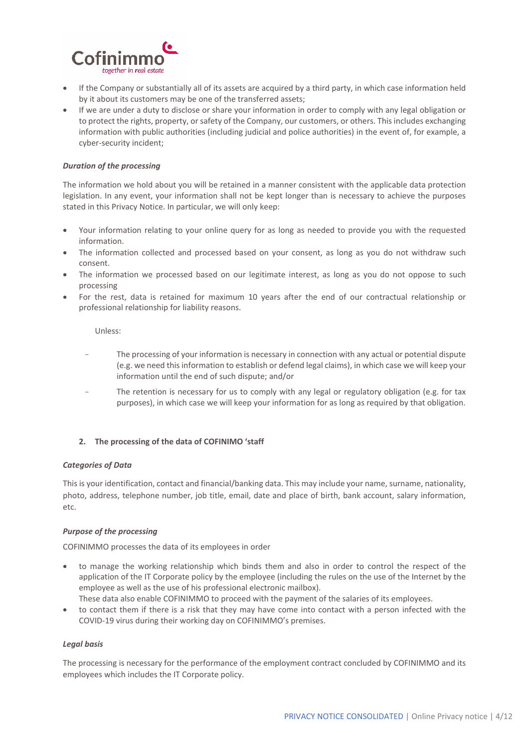- If the Company or substantially all of its assets are acquired by a third party, in which case information held by it about its customers may be one of the transferred assets;
- If we are under a duty to disclose or share your information in order to comply with any legal obligation or to protect the rights, property, or safety of the Company, our customers, or others. This includes exchanging information with public authorities (including judicial and police authorities) in the event of, for example, a cyber-security incident;

***Duration of the processing***

The information we hold about you will be retained in a manner consistent with the applicable data protection legislation. In any event, your information shall not be kept longer than is necessary to achieve the purposes stated in this Privacy Notice. In particular, we will only keep:

- Your information relating to your online query for as long as needed to provide you with the requested information.
- The information collected and processed based on your consent, as long as you do not withdraw such consent.
- The information we processed based on our legitimate interest, as long as you do not oppose to such processing
- For the rest, data is retained for maximum 10 years after the end of our contractual relationship or professional relationship for liability reasons.

  Unless:

  - The processing of your information is necessary in connection with any actual or potential dispute (e.g. we need this information to establish or defend legal claims), in which case we will keep your information until the end of such dispute; and/or
  - The retention is necessary for us to comply with any legal or regulatory obligation (e.g. for tax purposes), in which case we will keep your information for as long as required by that obligation.

**2. The processing of the data of COFINIMO 'staff**

***Categories of Data***

This is your identification, contact and financial/banking data. This may include your name, surname, nationality, photo, address, telephone number, job title, email, date and place of birth, bank account, salary information, etc.

***Purpose of the processing***

COFINIMMO processes the data of its employees in order

- to manage the working relationship which binds them and also in order to control the respect of the application of the IT Corporate policy by the employee (including the rules on the use of the Internet by the employee as well as the use of his professional electronic mailbox).
  These data also enable COFINIMMO to proceed with the payment of the salaries of its employees.
- to contact them if there is a risk that they may have come into contact with a person infected with the COVID-19 virus during their working day on COFINIMMO's premises.

***Legal basis***

The processing is necessary for the performance of the employment contract concluded by COFINIMMO and its employees which includes the IT Corporate policy.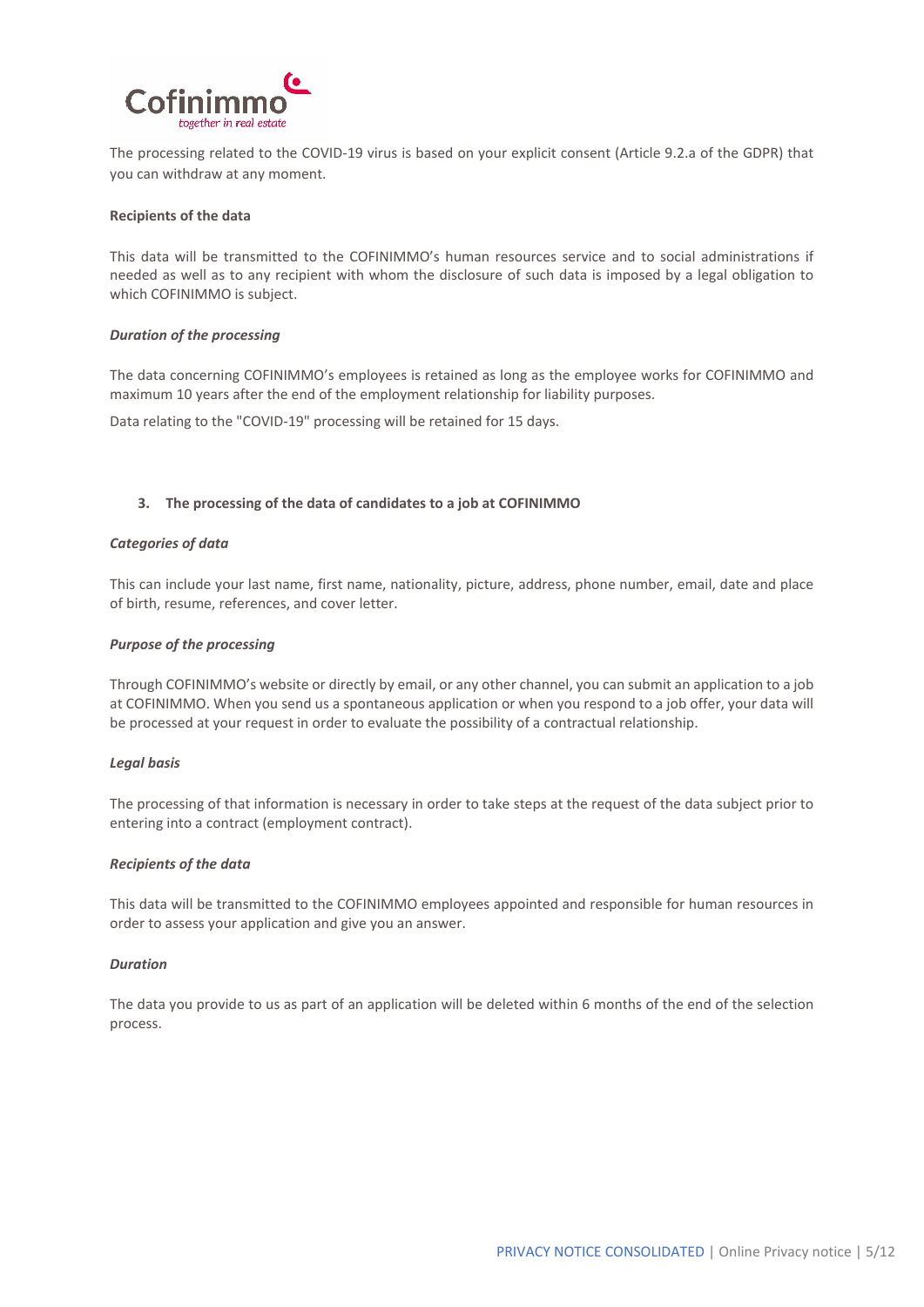The processing related to the COVID-19 virus is based on your explicit consent (Article 9.2.a of the GDPR) that you can withdraw at any moment.

**Recipients of the data**

This data will be transmitted to the COFINIMMO's human resources service and to social administrations if needed as well as to any recipient with whom the disclosure of such data is imposed by a legal obligation to which COFINIMMO is subject.

***Duration of the processing***

The data concerning COFINIMMO's employees is retained as long as the employee works for COFINIMMO and maximum 10 years after the end of the employment relationship for liability purposes.

Data relating to the "COVID-19" processing will be retained for 15 days.

## 3. The processing of the data of candidates to a job at COFINIMMO

***Categories of data***

This can include your last name, first name, nationality, picture, address, phone number, email, date and place of birth, resume, references, and cover letter.

***Purpose of the processing***

Through COFINIMMO's website or directly by email, or any other channel, you can submit an application to a job at COFINIMMO. When you send us a spontaneous application or when you respond to a job offer, your data will be processed at your request in order to evaluate the possibility of a contractual relationship.

***Legal basis***

The processing of that information is necessary in order to take steps at the request of the data subject prior to entering into a contract (employment contract).

***Recipients of the data***

This data will be transmitted to the COFINIMMO employees appointed and responsible for human resources in order to assess your application and give you an answer.

***Duration***

The data you provide to us as part of an application will be deleted within 6 months of the end of the selection process.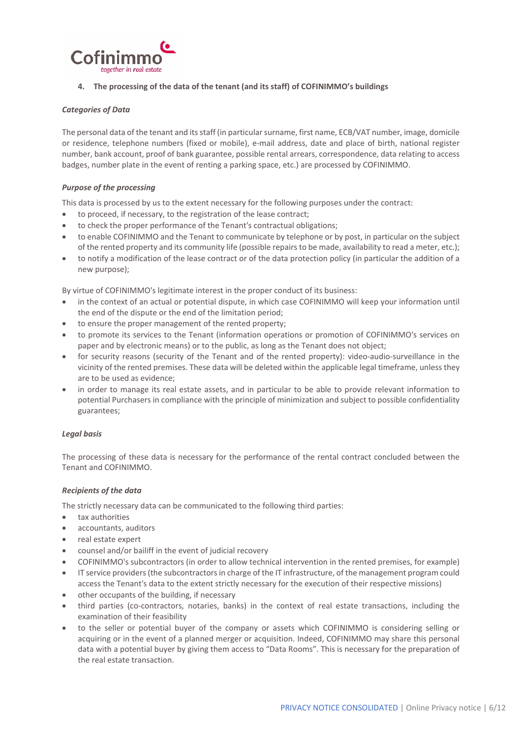### 4. The processing of the data of the tenant (and its staff) of COFINIMMO's buildings

***Categories of Data***

The personal data of the tenant and its staff (in particular surname, first name, ECB/VAT number, image, domicile or residence, telephone numbers (fixed or mobile), e-mail address, date and place of birth, national register number, bank account, proof of bank guarantee, possible rental arrears, correspondence, data relating to access badges, number plate in the event of renting a parking space, etc.) are processed by COFINIMMO.

***Purpose of the processing***

This data is processed by us to the extent necessary for the following purposes under the contract:

- to proceed, if necessary, to the registration of the lease contract;
- to check the proper performance of the Tenant's contractual obligations;
- to enable COFINIMMO and the Tenant to communicate by telephone or by post, in particular on the subject of the rented property and its community life (possible repairs to be made, availability to read a meter, etc.);
- to notify a modification of the lease contract or of the data protection policy (in particular the addition of a new purpose);

By virtue of COFINIMMO's legitimate interest in the proper conduct of its business:

- in the context of an actual or potential dispute, in which case COFINIMMO will keep your information until the end of the dispute or the end of the limitation period;
- to ensure the proper management of the rented property;
- to promote its services to the Tenant (information operations or promotion of COFINIMMO's services on paper and by electronic means) or to the public, as long as the Tenant does not object;
- for security reasons (security of the Tenant and of the rented property): video-audio-surveillance in the vicinity of the rented premises. These data will be deleted within the applicable legal timeframe, unless they are to be used as evidence;
- in order to manage its real estate assets, and in particular to be able to provide relevant information to potential Purchasers in compliance with the principle of minimization and subject to possible confidentiality guarantees;

***Legal basis***

The processing of these data is necessary for the performance of the rental contract concluded between the Tenant and COFINIMMO.

***Recipients of the data***

The strictly necessary data can be communicated to the following third parties:

- tax authorities
- accountants, auditors
- real estate expert
- counsel and/or bailiff in the event of judicial recovery
- COFINIMMO's subcontractors (in order to allow technical intervention in the rented premises, for example)
- IT service providers (the subcontractors in charge of the IT infrastructure, of the management program could access the Tenant's data to the extent strictly necessary for the execution of their respective missions)
- other occupants of the building, if necessary
- third parties (co-contractors, notaries, banks) in the context of real estate transactions, including the examination of their feasibility
- to the seller or potential buyer of the company or assets which COFINIMMO is considering selling or acquiring or in the event of a planned merger or acquisition. Indeed, COFINIMMO may share this personal data with a potential buyer by giving them access to "Data Rooms". This is necessary for the preparation of the real estate transaction.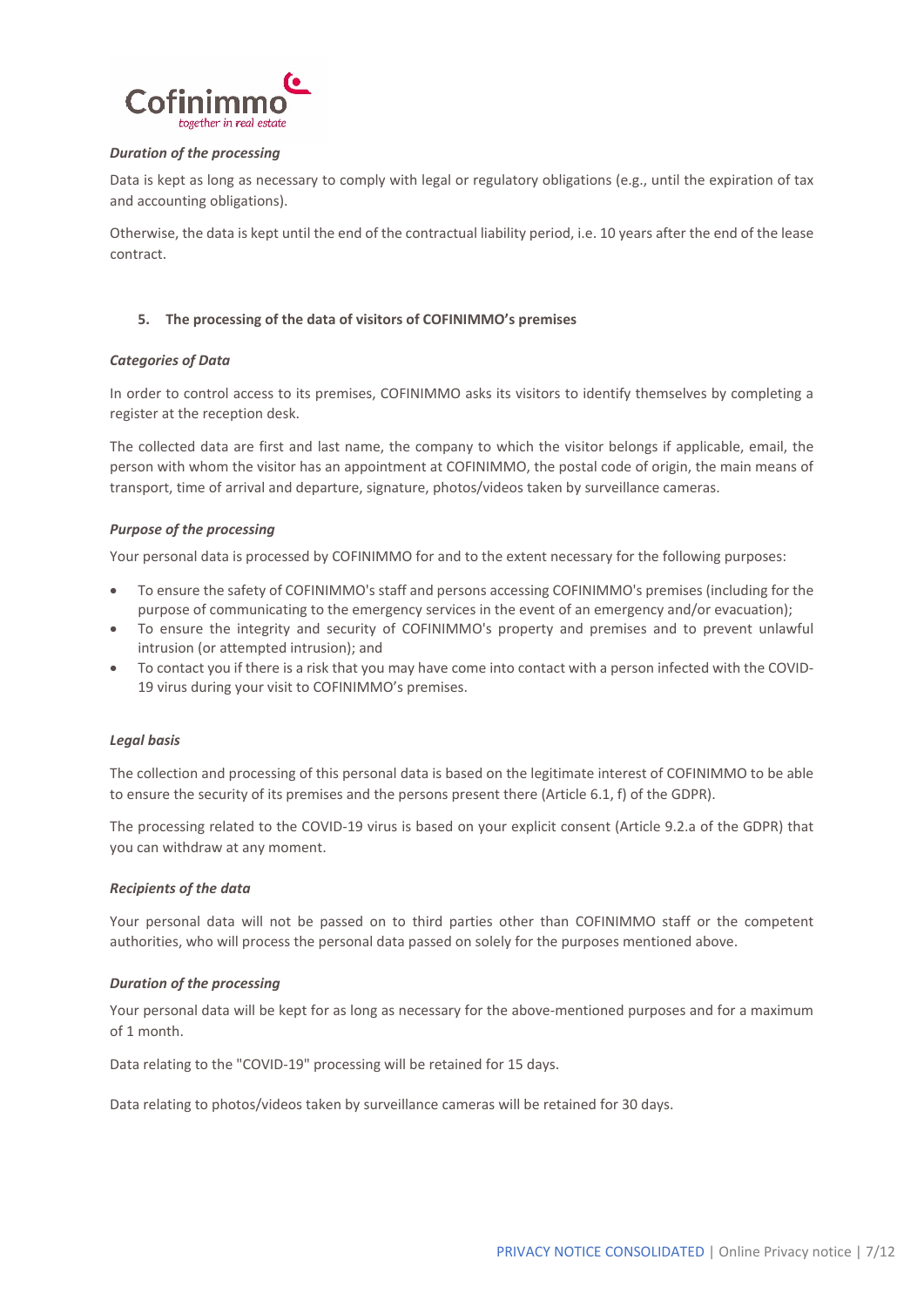***Duration of the processing***

Data is kept as long as necessary to comply with legal or regulatory obligations (e.g., until the expiration of tax and accounting obligations).

Otherwise, the data is kept until the end of the contractual liability period, i.e. 10 years after the end of the lease contract.

## 5. The processing of the data of visitors of COFINIMMO's premises

***Categories of Data***

In order to control access to its premises, COFINIMMO asks its visitors to identify themselves by completing a register at the reception desk.

The collected data are first and last name, the company to which the visitor belongs if applicable, email, the person with whom the visitor has an appointment at COFINIMMO, the postal code of origin, the main means of transport, time of arrival and departure, signature, photos/videos taken by surveillance cameras.

***Purpose of the processing***

Your personal data is processed by COFINIMMO for and to the extent necessary for the following purposes:

- To ensure the safety of COFINIMMO's staff and persons accessing COFINIMMO's premises (including for the purpose of communicating to the emergency services in the event of an emergency and/or evacuation);
- To ensure the integrity and security of COFINIMMO's property and premises and to prevent unlawful intrusion (or attempted intrusion); and
- To contact you if there is a risk that you may have come into contact with a person infected with the COVID-19 virus during your visit to COFINIMMO's premises.

***Legal basis***

The collection and processing of this personal data is based on the legitimate interest of COFINIMMO to be able to ensure the security of its premises and the persons present there (Article 6.1, f) of the GDPR).

The processing related to the COVID-19 virus is based on your explicit consent (Article 9.2.a of the GDPR) that you can withdraw at any moment.

***Recipients of the data***

Your personal data will not be passed on to third parties other than COFINIMMO staff or the competent authorities, who will process the personal data passed on solely for the purposes mentioned above.

***Duration of the processing***

Your personal data will be kept for as long as necessary for the above-mentioned purposes and for a maximum of 1 month.

Data relating to the "COVID-19" processing will be retained for 15 days.

Data relating to photos/videos taken by surveillance cameras will be retained for 30 days.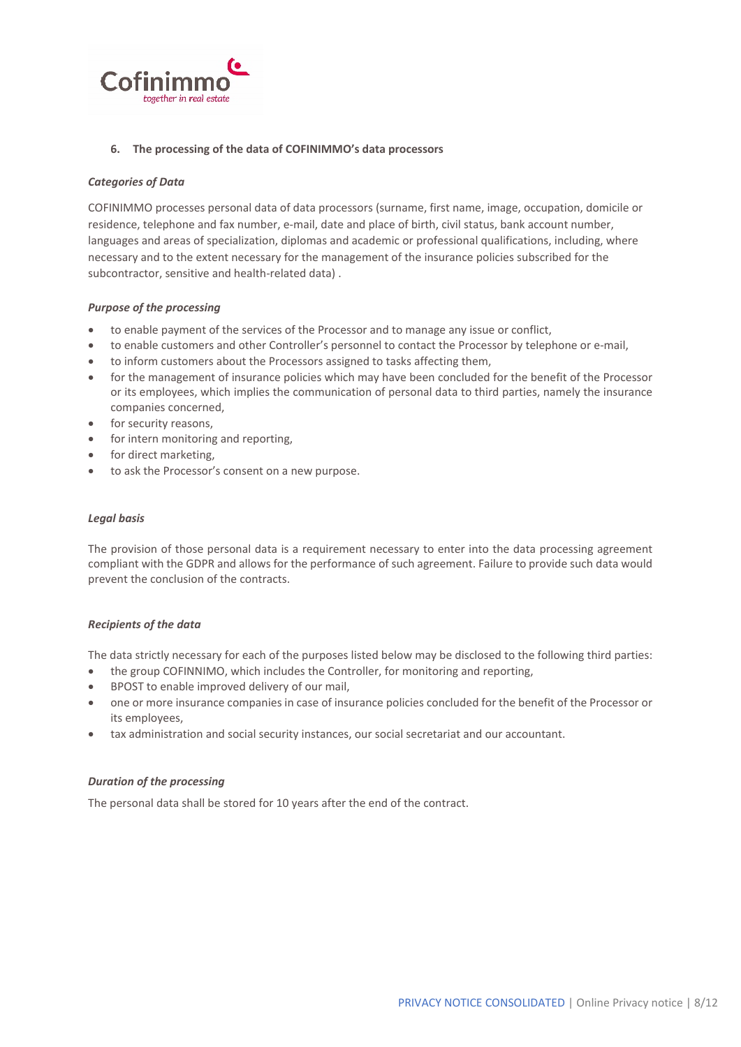## 6. The processing of the data of COFINIMMO's data processors

***Categories of Data***

COFINIMMO processes personal data of data processors (surname, first name, image, occupation, domicile or residence, telephone and fax number, e-mail, date and place of birth, civil status, bank account number, languages and areas of specialization, diplomas and academic or professional qualifications, including, where necessary and to the extent necessary for the management of the insurance policies subscribed for the subcontractor, sensitive and health-related data) .

***Purpose of the processing***

- to enable payment of the services of the Processor and to manage any issue or conflict,
- to enable customers and other Controller's personnel to contact the Processor by telephone or e-mail,
- to inform customers about the Processors assigned to tasks affecting them,
- for the management of insurance policies which may have been concluded for the benefit of the Processor or its employees, which implies the communication of personal data to third parties, namely the insurance companies concerned,
- for security reasons,
- for intern monitoring and reporting,
- for direct marketing,
- to ask the Processor's consent on a new purpose.

***Legal basis***

The provision of those personal data is a requirement necessary to enter into the data processing agreement compliant with the GDPR and allows for the performance of such agreement. Failure to provide such data would prevent the conclusion of the contracts.

***Recipients of the data***

The data strictly necessary for each of the purposes listed below may be disclosed to the following third parties:

- the group COFINNIMO, which includes the Controller, for monitoring and reporting,
- BPOST to enable improved delivery of our mail,
- one or more insurance companies in case of insurance policies concluded for the benefit of the Processor or its employees,
- tax administration and social security instances, our social secretariat and our accountant.

***Duration of the processing***

The personal data shall be stored for 10 years after the end of the contract.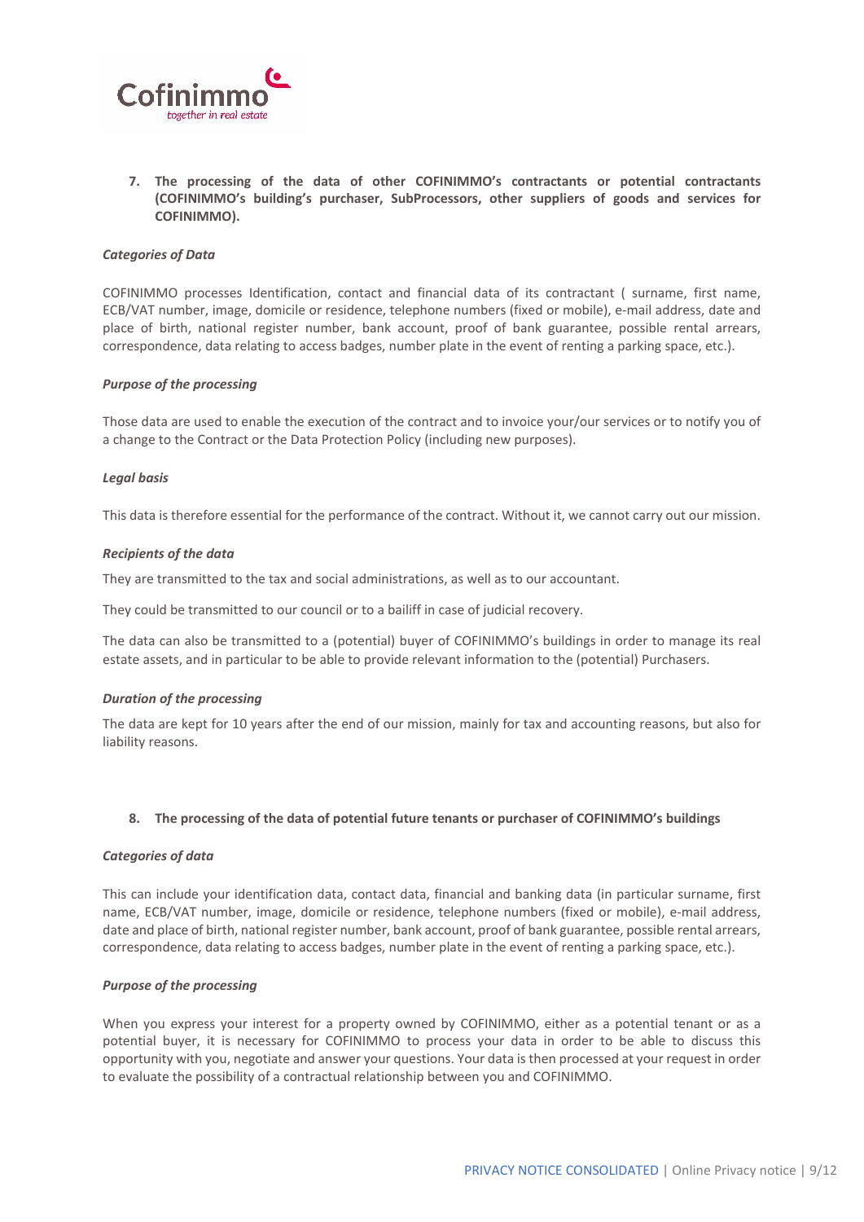**7. The processing of the data of other COFINIMMO's contractants or potential contractants (COFINIMMO's building's purchaser, SubProcessors, other suppliers of goods and services for COFINIMMO).**

***Categories of Data***

COFINIMMO processes Identification, contact and financial data of its contractant ( surname, first name, ECB/VAT number, image, domicile or residence, telephone numbers (fixed or mobile), e-mail address, date and place of birth, national register number, bank account, proof of bank guarantee, possible rental arrears, correspondence, data relating to access badges, number plate in the event of renting a parking space, etc.).

***Purpose of the processing***

Those data are used to enable the execution of the contract and to invoice your/our services or to notify you of a change to the Contract or the Data Protection Policy (including new purposes).

***Legal basis***

This data is therefore essential for the performance of the contract. Without it, we cannot carry out our mission.

***Recipients of the data***

They are transmitted to the tax and social administrations, as well as to our accountant.

They could be transmitted to our council or to a bailiff in case of judicial recovery.

The data can also be transmitted to a (potential) buyer of COFINIMMO's buildings in order to manage its real estate assets, and in particular to be able to provide relevant information to the (potential) Purchasers.

***Duration of the processing***

The data are kept for 10 years after the end of our mission, mainly for tax and accounting reasons, but also for liability reasons.

**8. The processing of the data of potential future tenants or purchaser of COFINIMMO's buildings**

***Categories of data***

This can include your identification data, contact data, financial and banking data (in particular surname, first name, ECB/VAT number, image, domicile or residence, telephone numbers (fixed or mobile), e-mail address, date and place of birth, national register number, bank account, proof of bank guarantee, possible rental arrears, correspondence, data relating to access badges, number plate in the event of renting a parking space, etc.).

***Purpose of the processing***

When you express your interest for a property owned by COFINIMMO, either as a potential tenant or as a potential buyer, it is necessary for COFINIMMO to process your data in order to be able to discuss this opportunity with you, negotiate and answer your questions. Your data is then processed at your request in order to evaluate the possibility of a contractual relationship between you and COFINIMMO.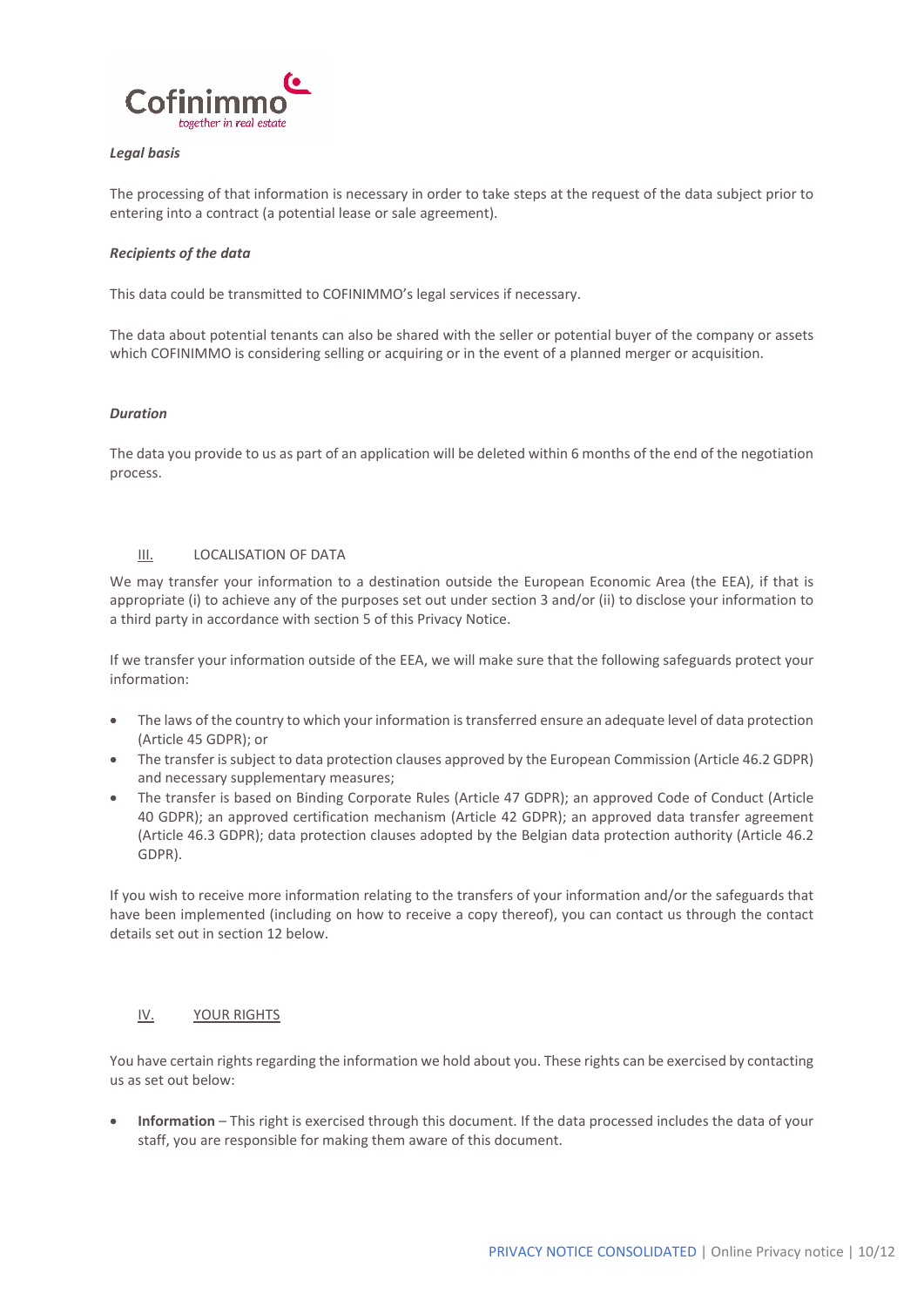***Legal basis***

The processing of that information is necessary in order to take steps at the request of the data subject prior to entering into a contract (a potential lease or sale agreement).

***Recipients of the data***

This data could be transmitted to COFINIMMO's legal services if necessary.

The data about potential tenants can also be shared with the seller or potential buyer of the company or assets which COFINIMMO is considering selling or acquiring or in the event of a planned merger or acquisition.

***Duration***

The data you provide to us as part of an application will be deleted within 6 months of the end of the negotiation process.

## III. LOCALISATION OF DATA

We may transfer your information to a destination outside the European Economic Area (the EEA), if that is appropriate (i) to achieve any of the purposes set out under section 3 and/or (ii) to disclose your information to a third party in accordance with section 5 of this Privacy Notice.

If we transfer your information outside of the EEA, we will make sure that the following safeguards protect your information:

- The laws of the country to which your information is transferred ensure an adequate level of data protection (Article 45 GDPR); or
- The transfer is subject to data protection clauses approved by the European Commission (Article 46.2 GDPR) and necessary supplementary measures;
- The transfer is based on Binding Corporate Rules (Article 47 GDPR); an approved Code of Conduct (Article 40 GDPR); an approved certification mechanism (Article 42 GDPR); an approved data transfer agreement (Article 46.3 GDPR); data protection clauses adopted by the Belgian data protection authority (Article 46.2 GDPR).

If you wish to receive more information relating to the transfers of your information and/or the safeguards that have been implemented (including on how to receive a copy thereof), you can contact us through the contact details set out in section 12 below.

## IV. YOUR RIGHTS

You have certain rights regarding the information we hold about you. These rights can be exercised by contacting us as set out below:

- **Information** – This right is exercised through this document. If the data processed includes the data of your staff, you are responsible for making them aware of this document.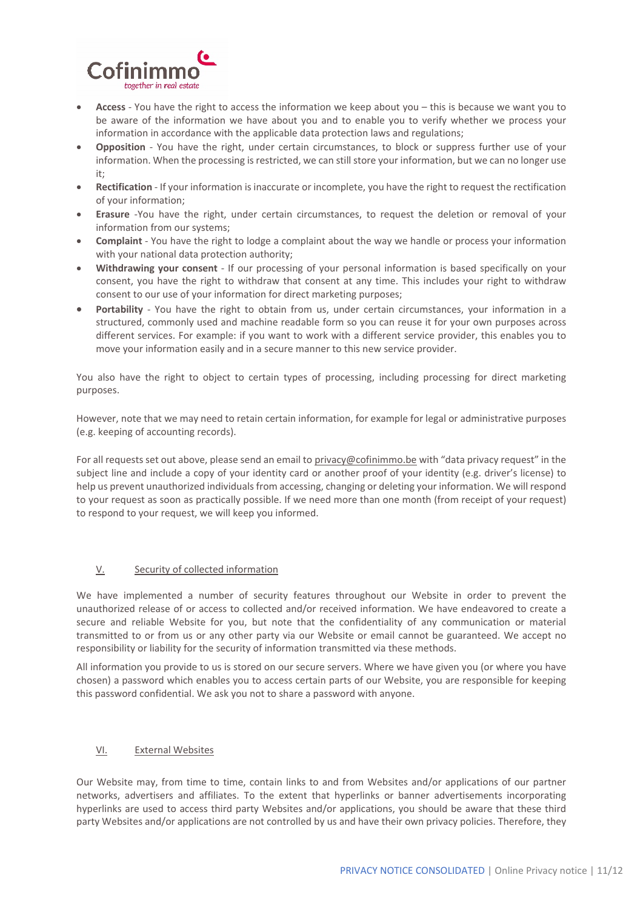- **Access** - You have the right to access the information we keep about you – this is because we want you to be aware of the information we have about you and to enable you to verify whether we process your information in accordance with the applicable data protection laws and regulations;
- **Opposition** - You have the right, under certain circumstances, to block or suppress further use of your information. When the processing is restricted, we can still store your information, but we can no longer use it;
- **Rectification** - If your information is inaccurate or incomplete, you have the right to request the rectification of your information;
- **Erasure** -You have the right, under certain circumstances, to request the deletion or removal of your information from our systems;
- **Complaint** - You have the right to lodge a complaint about the way we handle or process your information with your national data protection authority;
- **Withdrawing your consent** - If our processing of your personal information is based specifically on your consent, you have the right to withdraw that consent at any time. This includes your right to withdraw consent to our use of your information for direct marketing purposes;
- **Portability** - You have the right to obtain from us, under certain circumstances, your information in a structured, commonly used and machine readable form so you can reuse it for your own purposes across different services. For example: if you want to work with a different service provider, this enables you to move your information easily and in a secure manner to this new service provider.

You also have the right to object to certain types of processing, including processing for direct marketing purposes.

However, note that we may need to retain certain information, for example for legal or administrative purposes (e.g. keeping of accounting records).

For all requests set out above, please send an email to privacy@cofinimmo.be with "data privacy request" in the subject line and include a copy of your identity card or another proof of your identity (e.g. driver's license) to help us prevent unauthorized individuals from accessing, changing or deleting your information. We will respond to your request as soon as practically possible. If we need more than one month (from receipt of your request) to respond to your request, we will keep you informed.

## V. Security of collected information

We have implemented a number of security features throughout our Website in order to prevent the unauthorized release of or access to collected and/or received information. We have endeavored to create a secure and reliable Website for you, but note that the confidentiality of any communication or material transmitted to or from us or any other party via our Website or email cannot be guaranteed. We accept no responsibility or liability for the security of information transmitted via these methods.

All information you provide to us is stored on our secure servers. Where we have given you (or where you have chosen) a password which enables you to access certain parts of our Website, you are responsible for keeping this password confidential. We ask you not to share a password with anyone.

## VI. External Websites

Our Website may, from time to time, contain links to and from Websites and/or applications of our partner networks, advertisers and affiliates. To the extent that hyperlinks or banner advertisements incorporating hyperlinks are used to access third party Websites and/or applications, you should be aware that these third party Websites and/or applications are not controlled by us and have their own privacy policies. Therefore, they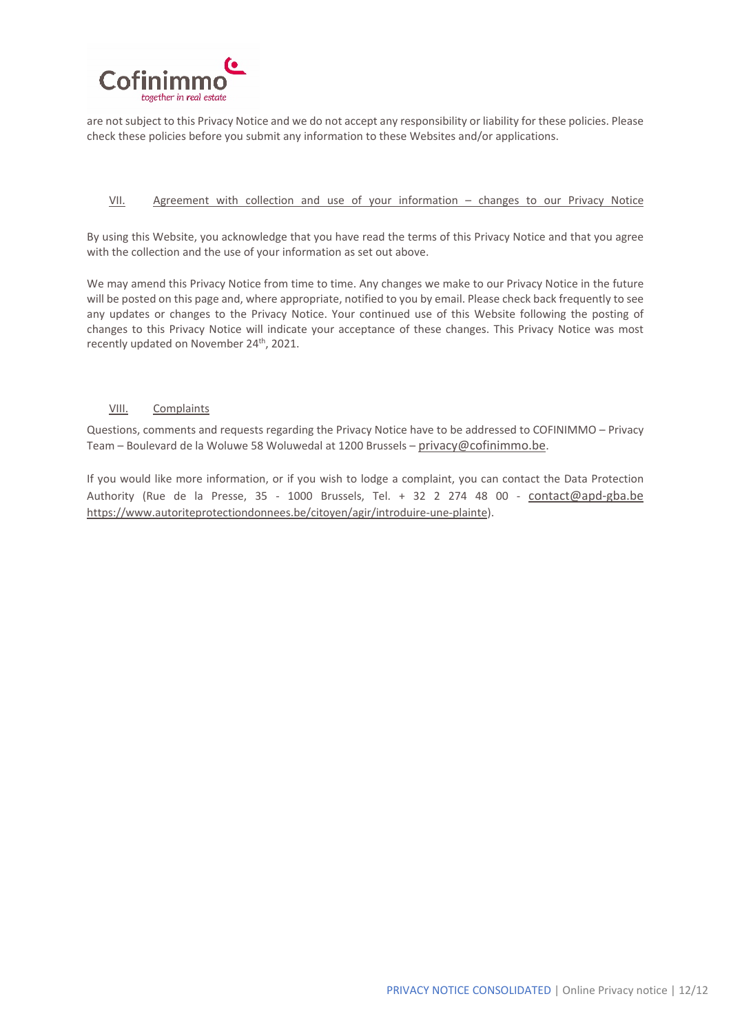are not subject to this Privacy Notice and we do not accept any responsibility or liability for these policies. Please check these policies before you submit any information to these Websites and/or applications.

## VII. Agreement with collection and use of your information – changes to our Privacy Notice

By using this Website, you acknowledge that you have read the terms of this Privacy Notice and that you agree with the collection and the use of your information as set out above.

We may amend this Privacy Notice from time to time. Any changes we make to our Privacy Notice in the future will be posted on this page and, where appropriate, notified to you by email. Please check back frequently to see any updates or changes to the Privacy Notice. Your continued use of this Website following the posting of changes to this Privacy Notice will indicate your acceptance of these changes. This Privacy Notice was most recently updated on November 24th, 2021.

## VIII. Complaints

Questions, comments and requests regarding the Privacy Notice have to be addressed to COFINIMMO – Privacy Team – Boulevard de la Woluwe 58 Woluwedal at 1200 Brussels – privacy@cofinimmo.be.

If you would like more information, or if you wish to lodge a complaint, you can contact the Data Protection Authority (Rue de la Presse, 35 - 1000 Brussels, Tel. + 32 2 274 48 00 - contact@apd-gba.be https://www.autoriteprotectiondonnees.be/citoyen/agir/introduire-une-plainte).